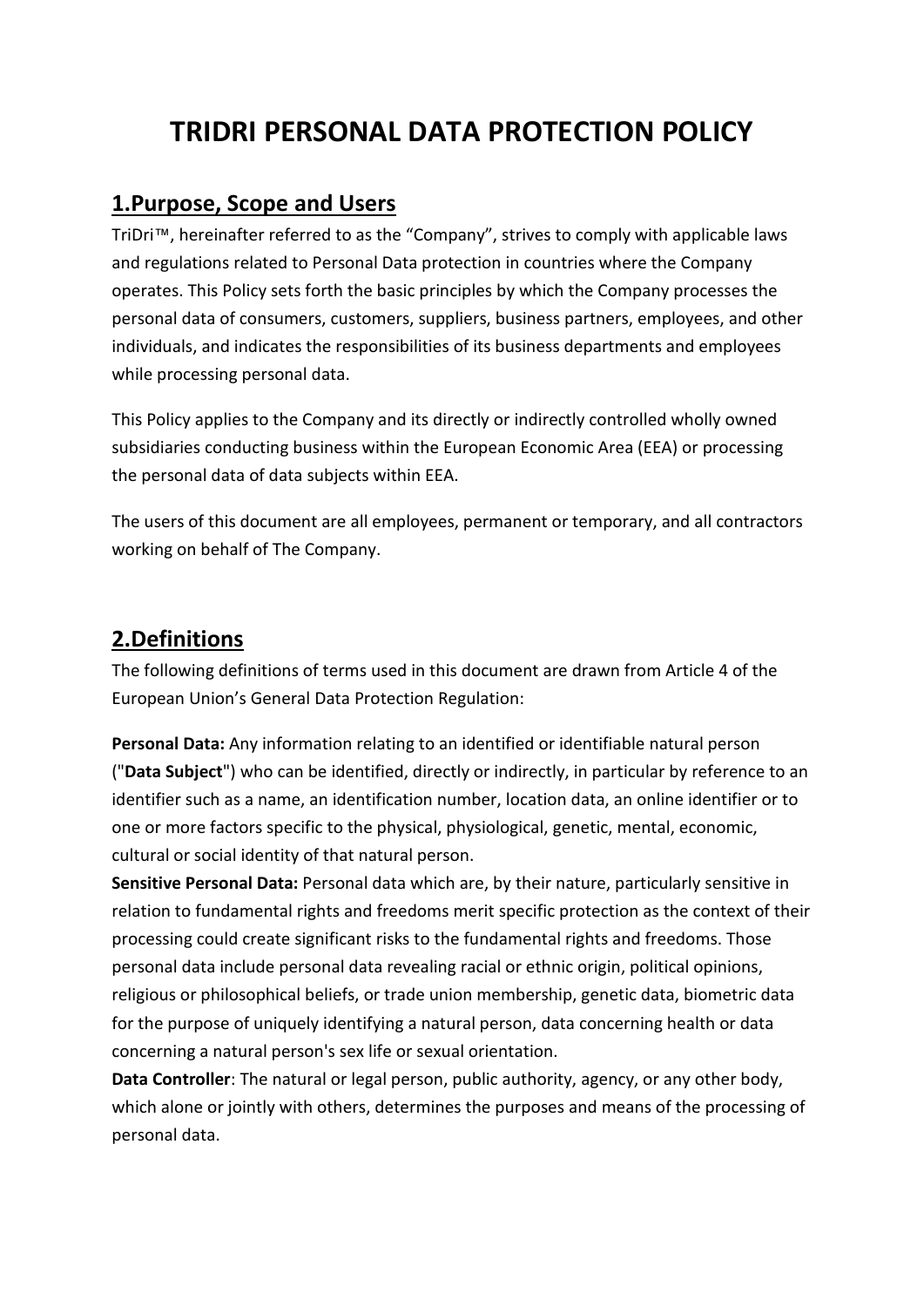# TRIDRI PERSONAL DATA PROTECTION POLICY

## 1.Purpose, Scope and Users

TriDri™, hereinafter referred to as the "Company", strives to comply with applicable laws and regulations related to Personal Data protection in countries where the Company operates. This Policy sets forth the basic principles by which the Company processes the personal data of consumers, customers, suppliers, business partners, employees, and other individuals, and indicates the responsibilities of its business departments and employees while processing personal data.

This Policy applies to the Company and its directly or indirectly controlled wholly owned subsidiaries conducting business within the European Economic Area (EEA) or processing the personal data of data subjects within EEA.

The users of this document are all employees, permanent or temporary, and all contractors working on behalf of The Company.

## 2.Definitions

The following definitions of terms used in this document are drawn from Article 4 of the European Union's General Data Protection Regulation:

**Personal Data:** Any information relating to an identified or identifiable natural person ("**Data Subject**") who can be identified, directly or indirectly, in particular by reference to an identifier such as a name, an identification number, location data, an online identifier or to one or more factors specific to the physical, physiological, genetic, mental, economic, cultural or social identity of that natural person.

**Sensitive Personal Data:** Personal data which are, by their nature, particularly sensitive in relation to fundamental rights and freedoms merit specific protection as the context of their processing could create significant risks to the fundamental rights and freedoms. Those personal data include personal data revealing racial or ethnic origin, political opinions, religious or philosophical beliefs, or trade union membership, genetic data, biometric data for the purpose of uniquely identifying a natural person, data concerning health or data concerning a natural person's sex life or sexual orientation.

**Data Controller**: The natural or legal person, public authority, agency, or any other body, which alone or jointly with others, determines the purposes and means of the processing of personal data.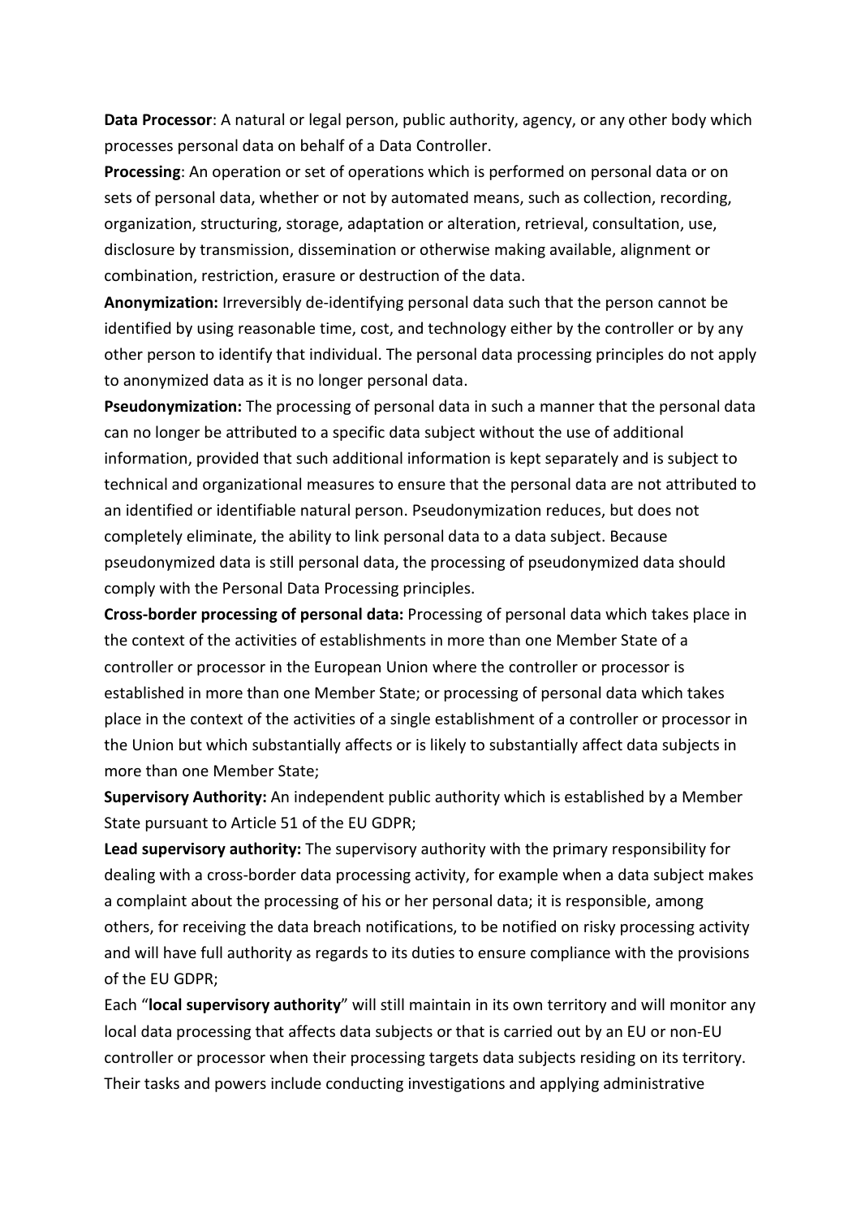**Data Processor**: A natural or legal person, public authority, agency, or any other body which processes personal data on behalf of a Data Controller.

**Processing**: An operation or set of operations which is performed on personal data or on sets of personal data, whether or not by automated means, such as collection, recording, organization, structuring, storage, adaptation or alteration, retrieval, consultation, use, disclosure by transmission, dissemination or otherwise making available, alignment or combination, restriction, erasure or destruction of the data.

**Anonymization:** Irreversibly de-identifying personal data such that the person cannot be identified by using reasonable time, cost, and technology either by the controller or by any other person to identify that individual. The personal data processing principles do not apply to anonymized data as it is no longer personal data.

**Pseudonymization:** The processing of personal data in such a manner that the personal data can no longer be attributed to a specific data subject without the use of additional information, provided that such additional information is kept separately and is subject to technical and organizational measures to ensure that the personal data are not attributed to an identified or identifiable natural person. Pseudonymization reduces, but does not completely eliminate, the ability to link personal data to a data subject. Because pseudonymized data is still personal data, the processing of pseudonymized data should comply with the Personal Data Processing principles.

**Cross-border processing of personal data:** Processing of personal data which takes place in the context of the activities of establishments in more than one Member State of a controller or processor in the European Union where the controller or processor is established in more than one Member State; or processing of personal data which takes place in the context of the activities of a single establishment of a controller or processor in the Union but which substantially affects or is likely to substantially affect data subjects in more than one Member State;

**Supervisory Authority:** An independent public authority which is established by a Member State pursuant to Article 51 of the EU GDPR;

**Lead supervisory authority:** The supervisory authority with the primary responsibility for dealing with a cross-border data processing activity, for example when a data subject makes a complaint about the processing of his or her personal data; it is responsible, among others, for receiving the data breach notifications, to be notified on risky processing activity and will have full authority as regards to its duties to ensure compliance with the provisions of the EU GDPR;

Each "**local supervisory authority**" will still maintain in its own territory and will monitor any local data processing that affects data subjects or that is carried out by an EU or non-EU controller or processor when their processing targets data subjects residing on its territory. Their tasks and powers include conducting investigations and applying administrative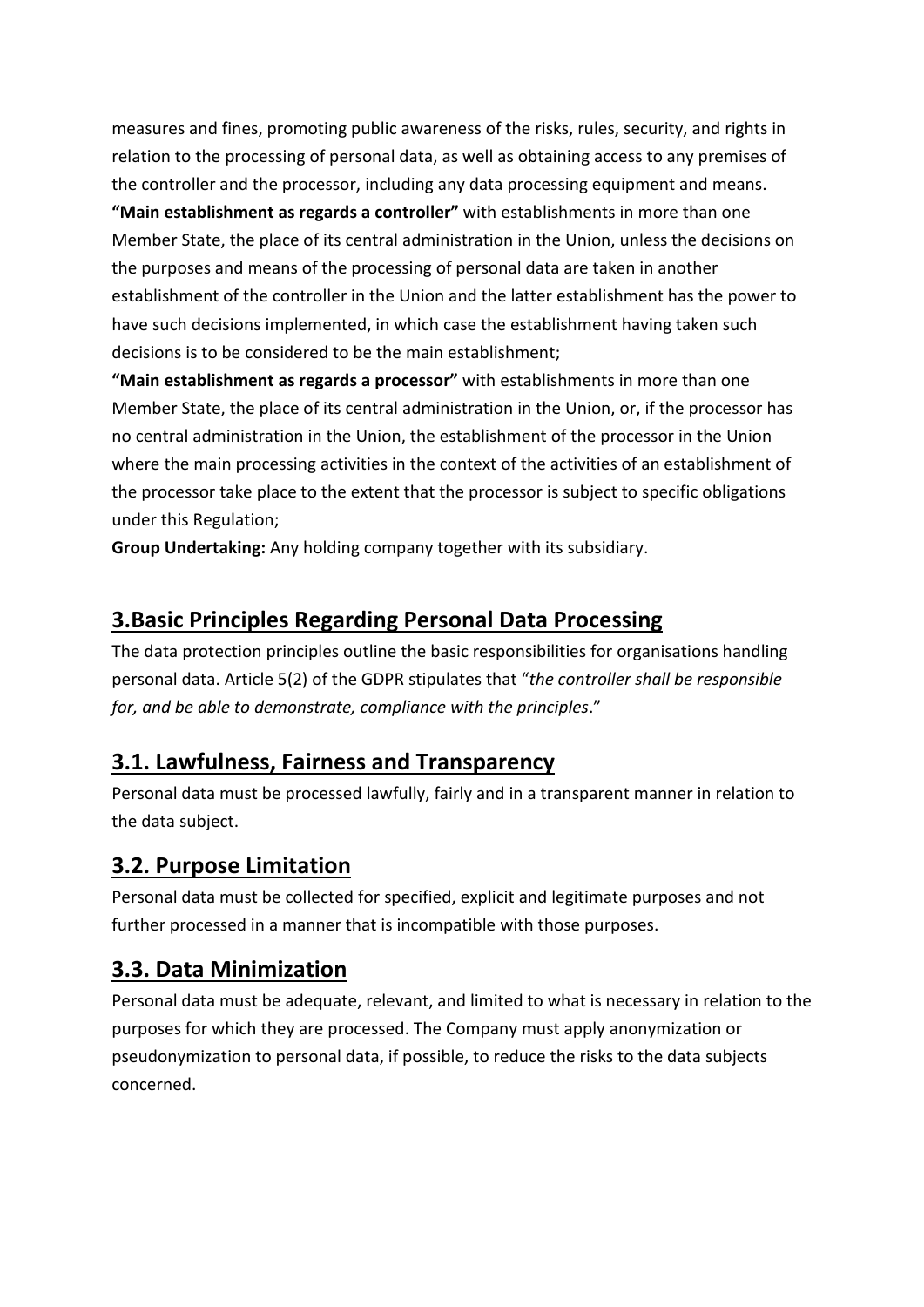measures and fines, promoting public awareness of the risks, rules, security, and rights in relation to the processing of personal data, as well as obtaining access to any premises of the controller and the processor, including any data processing equipment and means.

**"Main establishment as regards a controller"** with establishments in more than one Member State, the place of its central administration in the Union, unless the decisions on the purposes and means of the processing of personal data are taken in another establishment of the controller in the Union and the latter establishment has the power to have such decisions implemented, in which case the establishment having taken such decisions is to be considered to be the main establishment;

**"Main establishment as regards a processor"** with establishments in more than one Member State, the place of its central administration in the Union, or, if the processor has no central administration in the Union, the establishment of the processor in the Union where the main processing activities in the context of the activities of an establishment of the processor take place to the extent that the processor is subject to specific obligations under this Regulation;

**Group Undertaking:** Any holding company together with its subsidiary.

## 3.Basic Principles Regarding Personal Data Processing

The data protection principles outline the basic responsibilities for organisations handling personal data. Article 5(2) of the GDPR stipulates that "*the controller shall be responsible for, and be able to demonstrate, compliance with the principles*."

## 3.1. Lawfulness, Fairness and Transparency

Personal data must be processed lawfully, fairly and in a transparent manner in relation to the data subject.

## 3.2. Purpose Limitation

Personal data must be collected for specified, explicit and legitimate purposes and not further processed in a manner that is incompatible with those purposes.

## 3.3. Data Minimization

Personal data must be adequate, relevant, and limited to what is necessary in relation to the purposes for which they are processed. The Company must apply anonymization or pseudonymization to personal data, if possible, to reduce the risks to the data subjects concerned.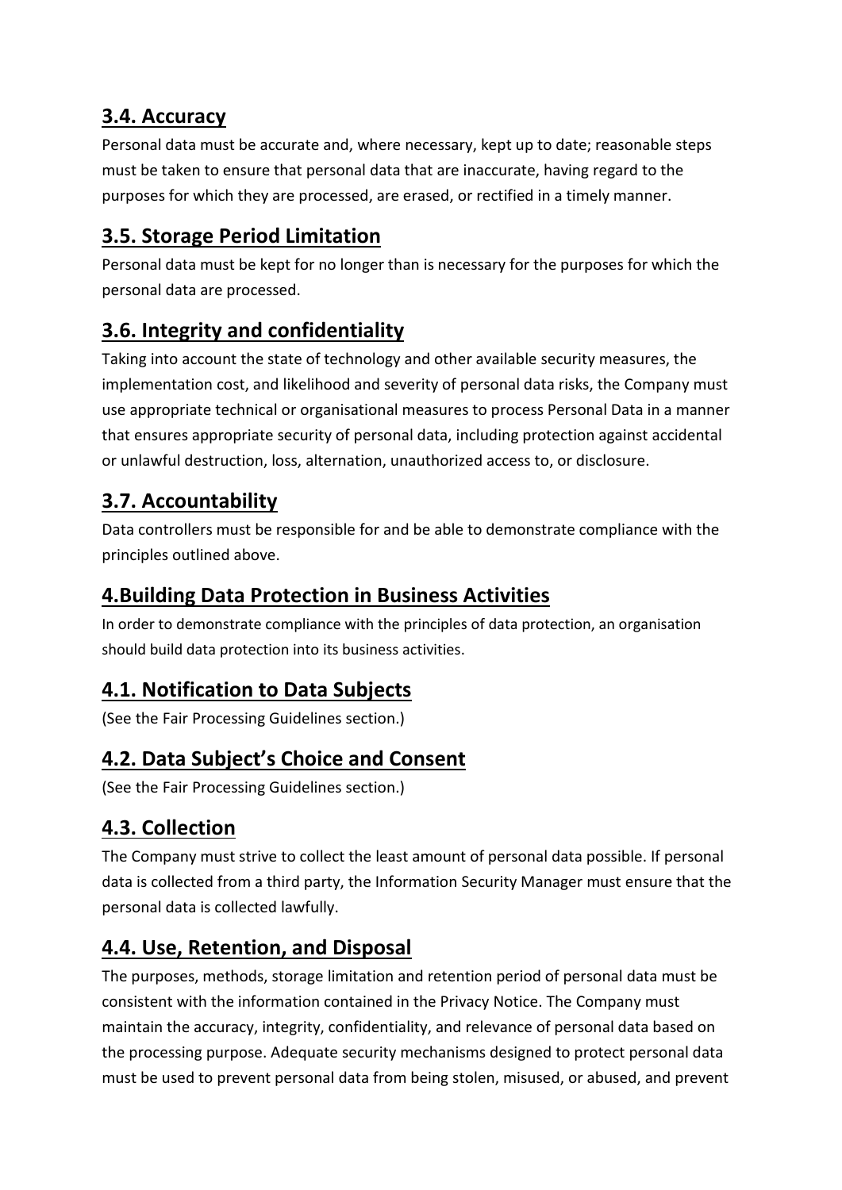## 3.4. Accuracy

Personal data must be accurate and, where necessary, kept up to date; reasonable steps must be taken to ensure that personal data that are inaccurate, having regard to the purposes for which they are processed, are erased, or rectified in a timely manner.

## 3.5. Storage Period Limitation

Personal data must be kept for no longer than is necessary for the purposes for which the personal data are processed.

## 3.6. Integrity and confidentiality

Taking into account the state of technology and other available security measures, the implementation cost, and likelihood and severity of personal data risks, the Company must use appropriate technical or organisational measures to process Personal Data in a manner that ensures appropriate security of personal data, including protection against accidental or unlawful destruction, loss, alternation, unauthorized access to, or disclosure.

## 3.7. Accountability

Data controllers must be responsible for and be able to demonstrate compliance with the principles outlined above.

# 4.Building Data Protection in Business Activities

In order to demonstrate compliance with the principles of data protection, an organisation should build data protection into its business activities.

## 4.1. Notification to Data Subjects

(See the Fair Processing Guidelines section.)

## 4.2. Data Subject's Choice and Consent

(See the Fair Processing Guidelines section.)

## 4.3. Collection

The Company must strive to collect the least amount of personal data possible. If personal data is collected from a third party, the Information Security Manager must ensure that the personal data is collected lawfully.

## 4.4. Use, Retention, and Disposal

The purposes, methods, storage limitation and retention period of personal data must be consistent with the information contained in the Privacy Notice. The Company must maintain the accuracy, integrity, confidentiality, and relevance of personal data based on the processing purpose. Adequate security mechanisms designed to protect personal data must be used to prevent personal data from being stolen, misused, or abused, and prevent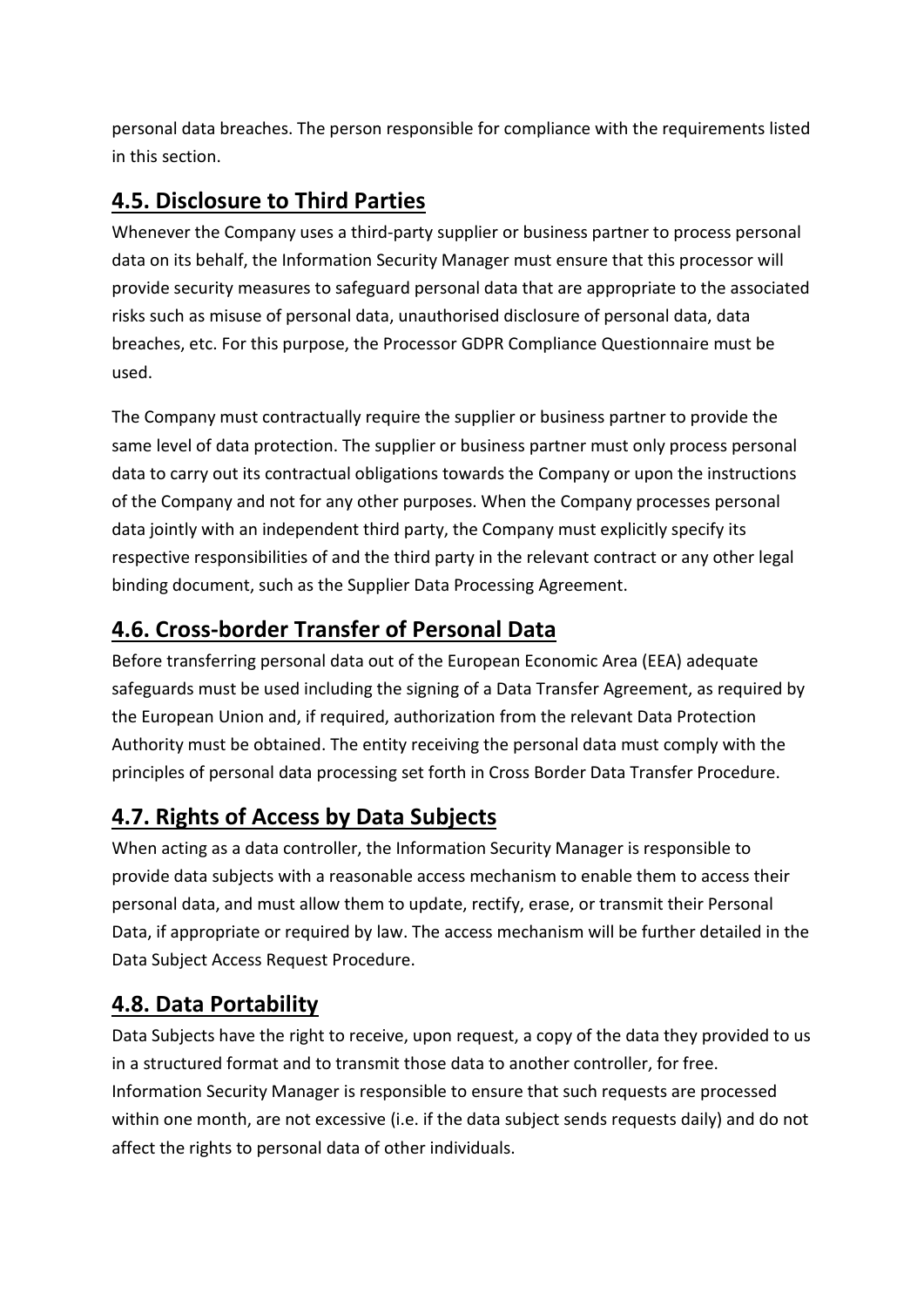personal data breaches. The person responsible for compliance with the requirements listed in this section.

## 4.5. Disclosure to Third Parties

Whenever the Company uses a third-party supplier or business partner to process personal data on its behalf, the Information Security Manager must ensure that this processor will provide security measures to safeguard personal data that are appropriate to the associated risks such as misuse of personal data, unauthorised disclosure of personal data, data breaches, etc. For this purpose, the Processor GDPR Compliance Questionnaire must be used.

The Company must contractually require the supplier or business partner to provide the same level of data protection. The supplier or business partner must only process personal data to carry out its contractual obligations towards the Company or upon the instructions of the Company and not for any other purposes. When the Company processes personal data jointly with an independent third party, the Company must explicitly specify its respective responsibilities of and the third party in the relevant contract or any other legal binding document, such as the Supplier Data Processing Agreement.

## 4.6. Cross-border Transfer of Personal Data

Before transferring personal data out of the European Economic Area (EEA) adequate safeguards must be used including the signing of a Data Transfer Agreement, as required by the European Union and, if required, authorization from the relevant Data Protection Authority must be obtained. The entity receiving the personal data must comply with the principles of personal data processing set forth in Cross Border Data Transfer Procedure.

## 4.7. Rights of Access by Data Subjects

When acting as a data controller, the Information Security Manager is responsible to provide data subjects with a reasonable access mechanism to enable them to access their personal data, and must allow them to update, rectify, erase, or transmit their Personal Data, if appropriate or required by law. The access mechanism will be further detailed in the Data Subject Access Request Procedure.

## 4.8. Data Portability

Data Subjects have the right to receive, upon request, a copy of the data they provided to us in a structured format and to transmit those data to another controller, for free. Information Security Manager is responsible to ensure that such requests are processed within one month, are not excessive (i.e. if the data subject sends requests daily) and do not affect the rights to personal data of other individuals.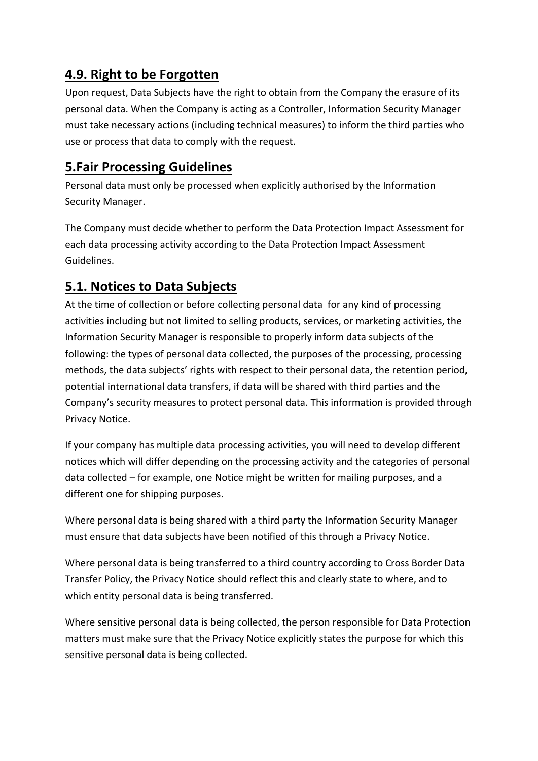## 4.9. Right to be Forgotten

Upon request, Data Subjects have the right to obtain from the Company the erasure of its personal data. When the Company is acting as a Controller, Information Security Manager must take necessary actions (including technical measures) to inform the third parties who use or process that data to comply with the request.

## 5.Fair Processing Guidelines

Personal data must only be processed when explicitly authorised by the Information Security Manager.

The Company must decide whether to perform the Data Protection Impact Assessment for each data processing activity according to the Data Protection Impact Assessment Guidelines.

## 5.1. Notices to Data Subjects

At the time of collection or before collecting personal data for any kind of processing activities including but not limited to selling products, services, or marketing activities, the Information Security Manager is responsible to properly inform data subjects of the following: the types of personal data collected, the purposes of the processing, processing methods, the data subjects' rights with respect to their personal data, the retention period, potential international data transfers, if data will be shared with third parties and the Company's security measures to protect personal data. This information is provided through Privacy Notice.

If your company has multiple data processing activities, you will need to develop different notices which will differ depending on the processing activity and the categories of personal data collected – for example, one Notice might be written for mailing purposes, and a different one for shipping purposes.

Where personal data is being shared with a third party the Information Security Manager must ensure that data subjects have been notified of this through a Privacy Notice.

Where personal data is being transferred to a third country according to Cross Border Data Transfer Policy, the Privacy Notice should reflect this and clearly state to where, and to which entity personal data is being transferred.

Where sensitive personal data is being collected, the person responsible for Data Protection matters must make sure that the Privacy Notice explicitly states the purpose for which this sensitive personal data is being collected.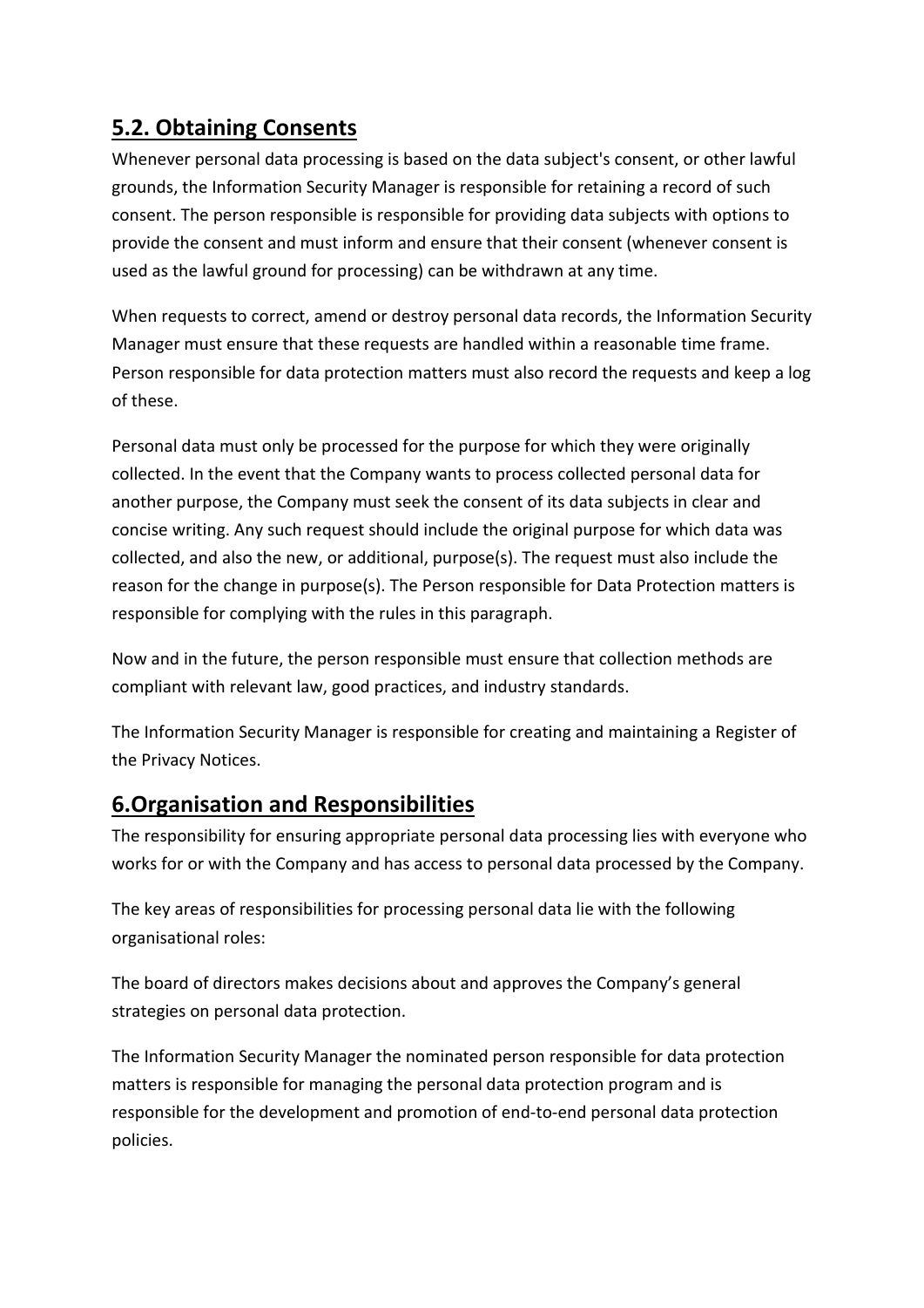## 5.2. Obtaining Consents

Whenever personal data processing is based on the data subject's consent, or other lawful grounds, the Information Security Manager is responsible for retaining a record of such consent. The person responsible is responsible for providing data subjects with options to provide the consent and must inform and ensure that their consent (whenever consent is used as the lawful ground for processing) can be withdrawn at any time.

When requests to correct, amend or destroy personal data records, the Information Security Manager must ensure that these requests are handled within a reasonable time frame. Person responsible for data protection matters must also record the requests and keep a log of these.

Personal data must only be processed for the purpose for which they were originally collected. In the event that the Company wants to process collected personal data for another purpose, the Company must seek the consent of its data subjects in clear and concise writing. Any such request should include the original purpose for which data was collected, and also the new, or additional, purpose(s). The request must also include the reason for the change in purpose(s). The Person responsible for Data Protection matters is responsible for complying with the rules in this paragraph.

Now and in the future, the person responsible must ensure that collection methods are compliant with relevant law, good practices, and industry standards.

The Information Security Manager is responsible for creating and maintaining a Register of the Privacy Notices.

## 6.Organisation and Responsibilities

The responsibility for ensuring appropriate personal data processing lies with everyone who works for or with the Company and has access to personal data processed by the Company.

The key areas of responsibilities for processing personal data lie with the following organisational roles:

The board of directors makes decisions about and approves the Company's general strategies on personal data protection.

The Information Security Manager the nominated person responsible for data protection matters is responsible for managing the personal data protection program and is responsible for the development and promotion of end-to-end personal data protection policies.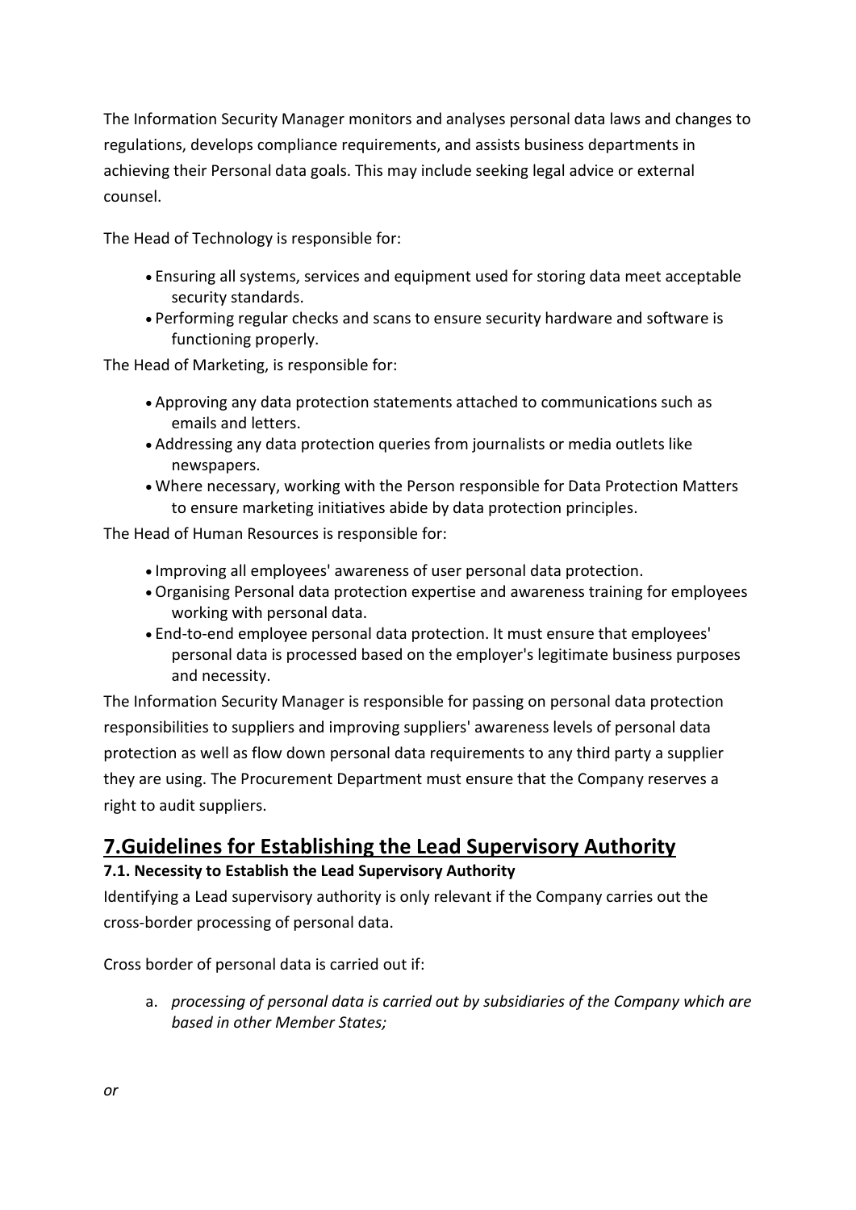The Information Security Manager monitors and analyses personal data laws and changes to regulations, develops compliance requirements, and assists business departments in achieving their Personal data goals. This may include seeking legal advice or external counsel.

The Head of Technology is responsible for:

- Ensuring all systems, services and equipment used for storing data meet acceptable security standards.
- Performing regular checks and scans to ensure security hardware and software is functioning properly.

The Head of Marketing, is responsible for:

- Approving any data protection statements attached to communications such as emails and letters.
- Addressing any data protection queries from journalists or media outlets like newspapers.
- Where necessary, working with the Person responsible for Data Protection Matters to ensure marketing initiatives abide by data protection principles.

The Head of Human Resources is responsible for:

- Improving all employees' awareness of user personal data protection.
- Organising Personal data protection expertise and awareness training for employees working with personal data.
- End-to-end employee personal data protection. It must ensure that employees' personal data is processed based on the employer's legitimate business purposes and necessity.

The Information Security Manager is responsible for passing on personal data protection responsibilities to suppliers and improving suppliers' awareness levels of personal data protection as well as flow down personal data requirements to any third party a supplier they are using. The Procurement Department must ensure that the Company reserves a right to audit suppliers.

# 7.Guidelines for Establishing the Lead Supervisory Authority

### 7.1. Necessity to Establish the Lead Supervisory Authority

Identifying a Lead supervisory authority is only relevant if the Company carries out the cross-border processing of personal data.

Cross border of personal data is carried out if:

a. *processing of personal data is carried out by subsidiaries of the Company which are based in other Member States;*

*or*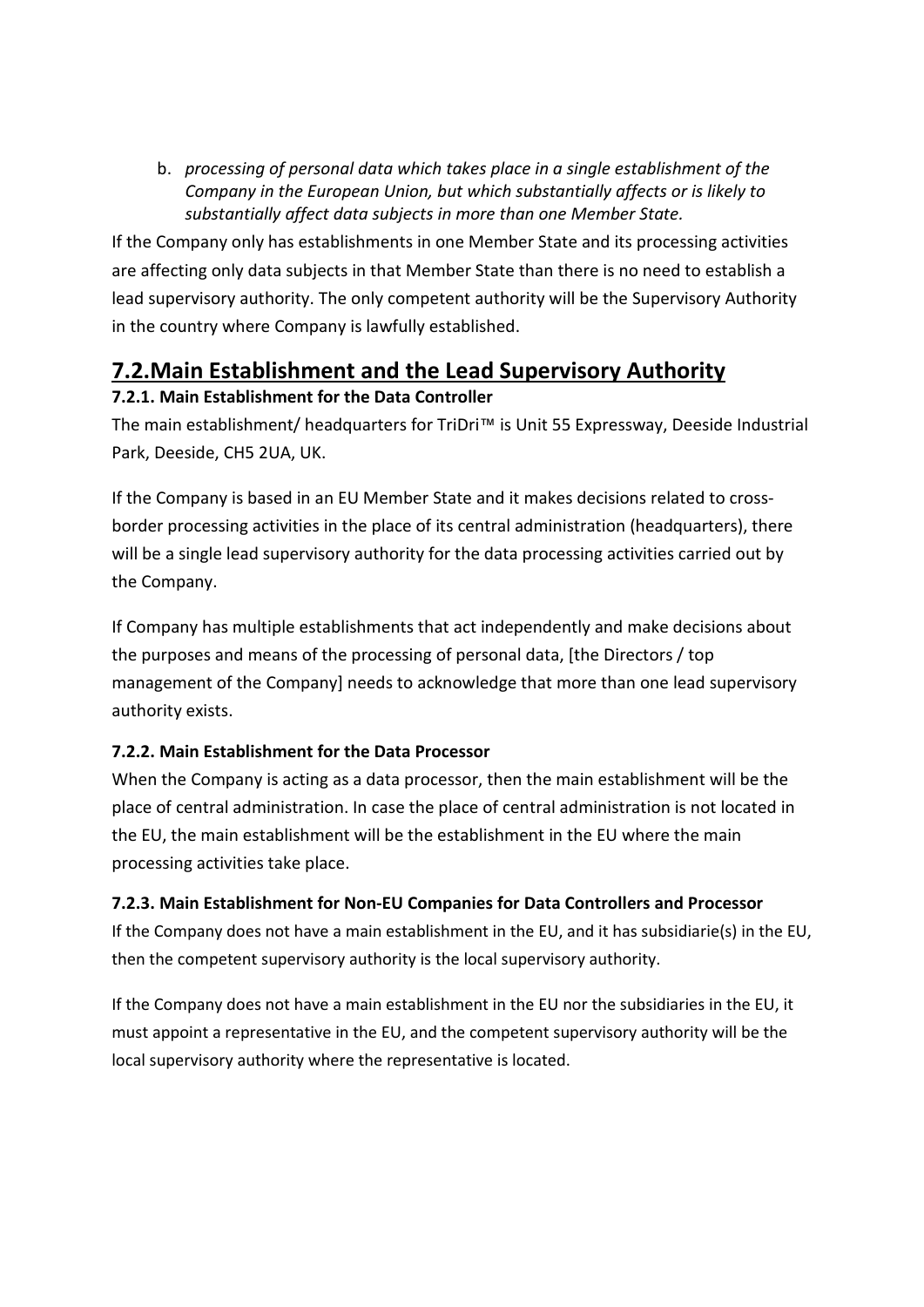b. *processing of personal data which takes place in a single establishment of the Company in the European Union, but which substantially affects or is likely to substantially affect data subjects in more than one Member State.*

If the Company only has establishments in one Member State and its processing activities are affecting only data subjects in that Member State than there is no need to establish a lead supervisory authority. The only competent authority will be the Supervisory Authority in the country where Company is lawfully established.

## 7.2.Main Establishment and the Lead Supervisory Authority

### 7.2.1. Main Establishment for the Data Controller

The main establishment/ headquarters for TriDri™ is Unit 55 Expressway, Deeside Industrial Park, Deeside, CH5 2UA, UK.

If the Company is based in an EU Member State and it makes decisions related to cross-border processing activities in the place of its central administration (headquarters), there will be a single lead supervisory authority for the data processing activities carried out by the Company.

If Company has multiple establishments that act independently and make decisions about the purposes and means of the processing of personal data, [the Directors / top management of the Company] needs to acknowledge that more than one lead supervisory authority exists.

### 7.2.2. Main Establishment for the Data Processor

When the Company is acting as a data processor, then the main establishment will be the place of central administration. In case the place of central administration is not located in the EU, the main establishment will be the establishment in the EU where the main processing activities take place.

### 7.2.3. Main Establishment for Non-EU Companies for Data Controllers and Processor

If the Company does not have a main establishment in the EU, and it has subsidiarie(s) in the EU, then the competent supervisory authority is the local supervisory authority.

If the Company does not have a main establishment in the EU nor the subsidiaries in the EU, it must appoint a representative in the EU, and the competent supervisory authority will be the local supervisory authority where the representative is located.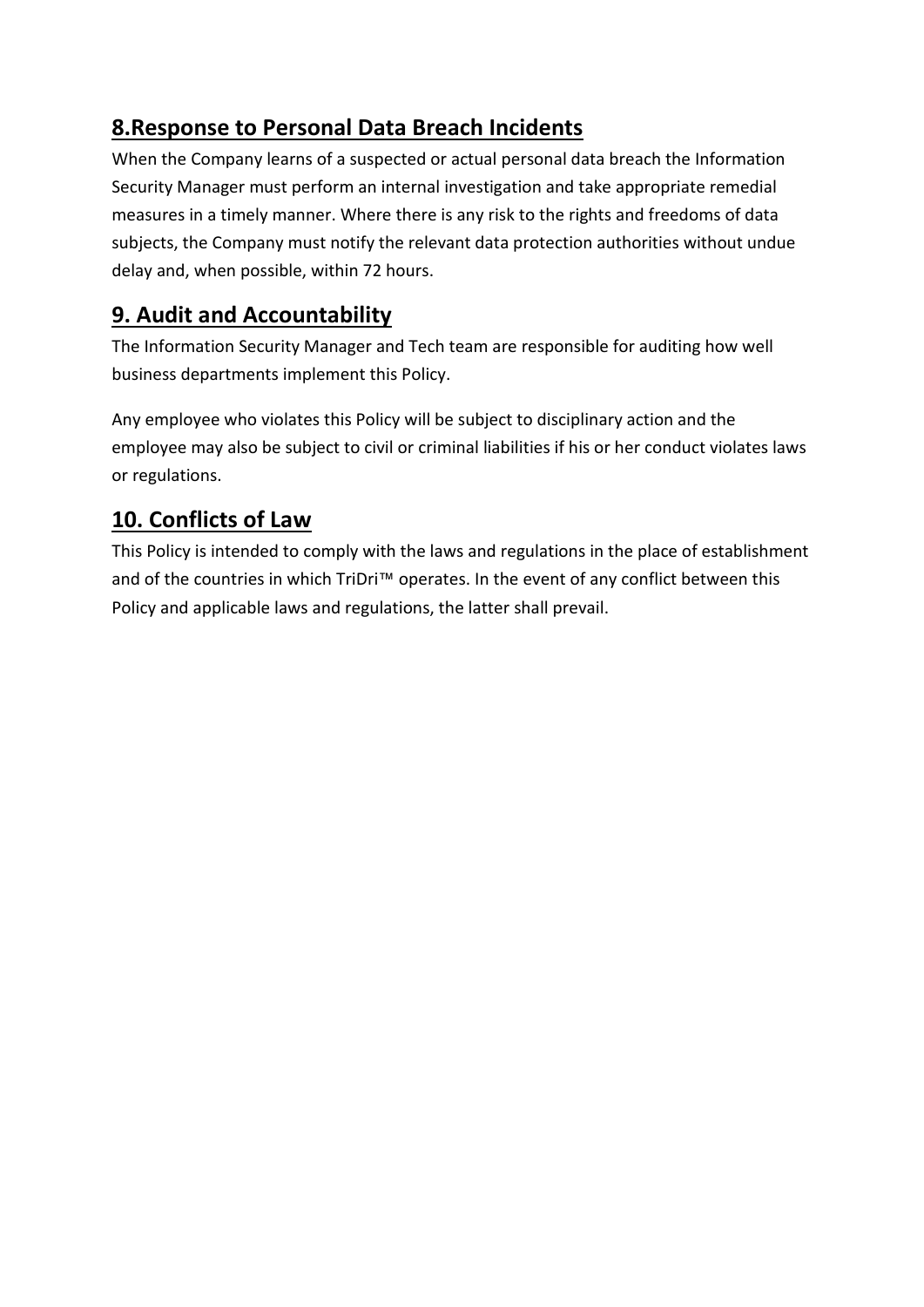## 8.Response to Personal Data Breach Incidents

When the Company learns of a suspected or actual personal data breach the Information Security Manager must perform an internal investigation and take appropriate remedial measures in a timely manner. Where there is any risk to the rights and freedoms of data subjects, the Company must notify the relevant data protection authorities without undue delay and, when possible, within 72 hours.

## 9. Audit and Accountability

The Information Security Manager and Tech team are responsible for auditing how well business departments implement this Policy.

Any employee who violates this Policy will be subject to disciplinary action and the employee may also be subject to civil or criminal liabilities if his or her conduct violates laws or regulations.

## 10. Conflicts of Law

This Policy is intended to comply with the laws and regulations in the place of establishment and of the countries in which TriDri™ operates. In the event of any conflict between this Policy and applicable laws and regulations, the latter shall prevail.